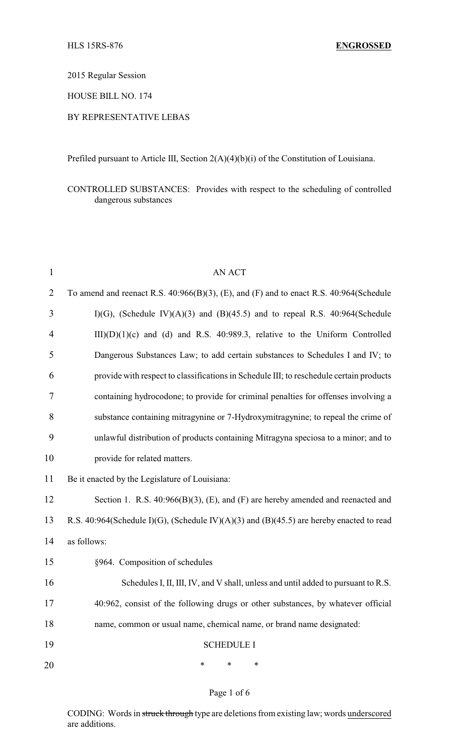HLS 15RS-876 **ENGROSSED**

2015 Regular Session

HOUSE BILL NO. 174

BY REPRESENTATIVE LEBAS

Prefiled pursuant to Article III, Section 2(A)(4)(b)(i) of the Constitution of Louisiana.

CONTROLLED SUBSTANCES: Provides with respect to the scheduling of controlled dangerous substances

AN ACT

To amend and reenact R.S. 40:966(B)(3), (E), and (F) and to enact R.S. 40:964(Schedule I)(G), (Schedule IV)(A)(3) and (B)(45.5) and to repeal R.S. 40:964(Schedule III)(D)(1)(c) and (d) and R.S. 40:989.3, relative to the Uniform Controlled Dangerous Substances Law; to add certain substances to Schedules I and IV; to provide with respect to classifications in Schedule III; to reschedule certain products containing hydrocodone; to provide for criminal penalties for offenses involving a substance containing mitragynine or 7-Hydroxymitragynine; to repeal the crime of unlawful distribution of products containing Mitragyna speciosa to a minor; and to provide for related matters.

Be it enacted by the Legislature of Louisiana:

Section 1. R.S. 40:966(B)(3), (E), and (F) are hereby amended and reenacted and R.S. 40:964(Schedule I)(G), (Schedule IV)(A)(3) and (B)(45.5) are hereby enacted to read as follows:

§964. Composition of schedules

Schedules I, II, III, IV, and V shall, unless and until added to pursuant to R.S. 40:962, consist of the following drugs or other substances, by whatever official name, common or usual name, chemical name, or brand name designated:

SCHEDULE I

\* \* \*

CODING: Words in ~~struck through~~ type are deletions from existing law; words underscored are additions.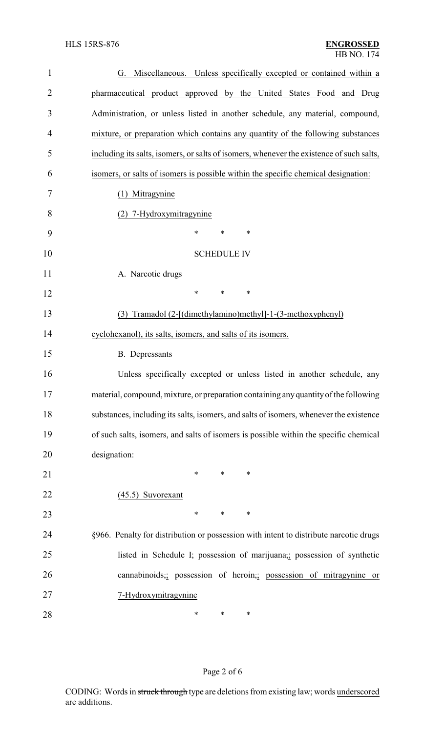G. Miscellaneous. Unless specifically excepted or contained within a pharmaceutical product approved by the United States Food and Drug Administration, or unless listed in another schedule, any material, compound, mixture, or preparation which contains any quantity of the following substances including its salts, isomers, or salts of isomers, whenever the existence of such salts, isomers, or salts of isomers is possible within the specific chemical designation:

(1) Mitragynine

(2) 7-Hydroxymitragynine

\* \* \*

SCHEDULE IV

A. Narcotic drugs

\* \* \*

(3) Tramadol (2-[(dimethylamino)methyl]-1-(3-methoxyphenyl) cyclohexanol), its salts, isomers, and salts of its isomers.

B. Depressants

Unless specifically excepted or unless listed in another schedule, any material, compound, mixture, or preparation containing any quantity of the following substances, including its salts, isomers, and salts of isomers, whenever the existence of such salts, isomers, and salts of isomers is possible within the specific chemical designation:

\* \* \*

(45.5) Suvorexant

\* \* \*

§966. Penalty for distribution or possession with intent to distribute narcotic drugs listed in Schedule I; possession of marijuana~~,~~; possession of synthetic cannabinoids~~,~~; possession of heroin~~,~~; possession of mitragynine or 7-Hydroxymitragynine

\* \* \*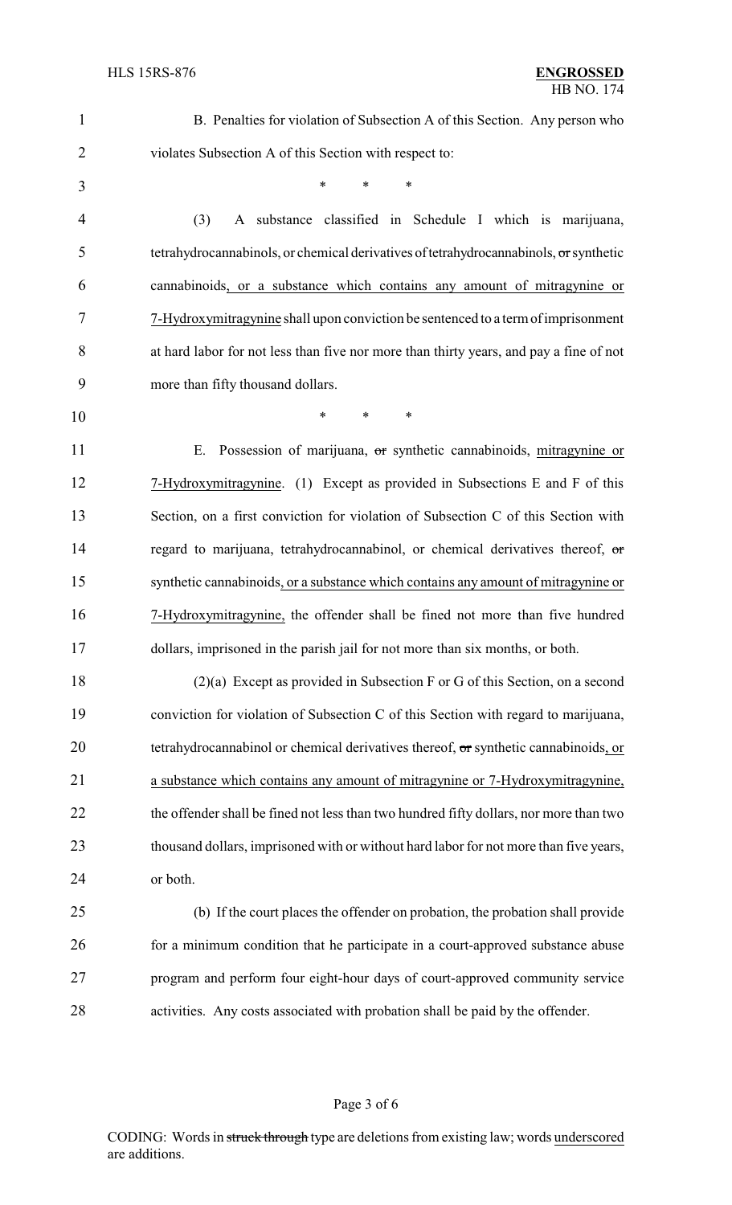B. Penalties for violation of Subsection A of this Section. Any person who violates Subsection A of this Section with respect to:

\* \* \*

(3) A substance classified in Schedule I which is marijuana, tetrahydrocannabinols, or chemical derivatives of tetrahydrocannabinols, ~~or~~ synthetic cannabinoids, or a substance which contains any amount of mitragynine or 7-Hydroxymitragynine shall upon conviction be sentenced to a term of imprisonment at hard labor for not less than five nor more than thirty years, and pay a fine of not more than fifty thousand dollars.

\* \* \*

E. Possession of marijuana, ~~or~~ synthetic cannabinoids, mitragynine or 7-Hydroxymitragynine. (1) Except as provided in Subsections E and F of this Section, on a first conviction for violation of Subsection C of this Section with regard to marijuana, tetrahydrocannabinol, or chemical derivatives thereof, ~~or~~ synthetic cannabinoids, or a substance which contains any amount of mitragynine or 7-Hydroxymitragynine, the offender shall be fined not more than five hundred dollars, imprisoned in the parish jail for not more than six months, or both.

(2)(a) Except as provided in Subsection F or G of this Section, on a second conviction for violation of Subsection C of this Section with regard to marijuana, tetrahydrocannabinol or chemical derivatives thereof, ~~or~~ synthetic cannabinoids, or a substance which contains any amount of mitragynine or 7-Hydroxymitragynine, the offender shall be fined not less than two hundred fifty dollars, nor more than two thousand dollars, imprisoned with or without hard labor for not more than five years, or both.

(b) If the court places the offender on probation, the probation shall provide for a minimum condition that he participate in a court-approved substance abuse program and perform four eight-hour days of court-approved community service activities. Any costs associated with probation shall be paid by the offender.

CODING: Words in ~~struck through~~ type are deletions from existing law; words underscored are additions.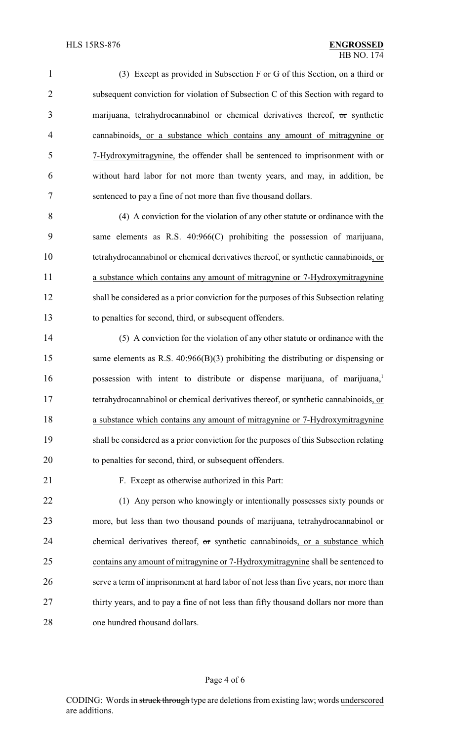(3) Except as provided in Subsection F or G of this Section, on a third or subsequent conviction for violation of Subsection C of this Section with regard to marijuana, tetrahydrocannabinol or chemical derivatives thereof, ~~or~~ synthetic cannabinoids, or a substance which contains any amount of mitragynine or 7-Hydroxymitragynine, the offender shall be sentenced to imprisonment with or without hard labor for not more than twenty years, and may, in addition, be sentenced to pay a fine of not more than five thousand dollars.

(4) A conviction for the violation of any other statute or ordinance with the same elements as R.S. 40:966(C) prohibiting the possession of marijuana, tetrahydrocannabinol or chemical derivatives thereof, ~~or~~ synthetic cannabinoids, or a substance which contains any amount of mitragynine or 7-Hydroxymitragynine shall be considered as a prior conviction for the purposes of this Subsection relating to penalties for second, third, or subsequent offenders.

(5) A conviction for the violation of any other statute or ordinance with the same elements as R.S. 40:966(B)(3) prohibiting the distributing or dispensing or possession with intent to distribute or dispense marijuana, of marijuana,[1] tetrahydrocannabinol or chemical derivatives thereof, ~~or~~ synthetic cannabinoids, or a substance which contains any amount of mitragynine or 7-Hydroxymitragynine shall be considered as a prior conviction for the purposes of this Subsection relating to penalties for second, third, or subsequent offenders.

F. Except as otherwise authorized in this Part:

(1) Any person who knowingly or intentionally possesses sixty pounds or more, but less than two thousand pounds of marijuana, tetrahydrocannabinol or chemical derivatives thereof, ~~or~~ synthetic cannabinoids, or a substance which contains any amount of mitragynine or 7-Hydroxymitragynine shall be sentenced to serve a term of imprisonment at hard labor of not less than five years, nor more than thirty years, and to pay a fine of not less than fifty thousand dollars nor more than one hundred thousand dollars.

CODING: Words in ~~struck through~~ type are deletions from existing law; words underscored are additions.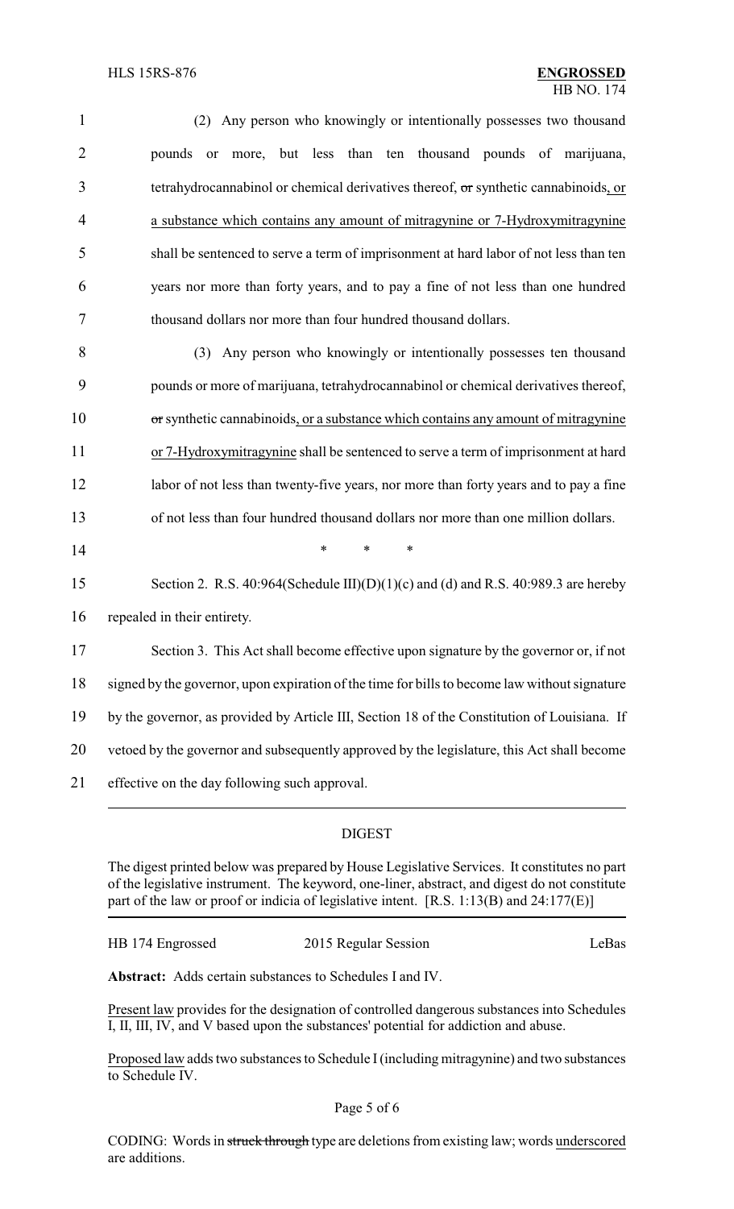(2) Any person who knowingly or intentionally possesses two thousand pounds or more, but less than ten thousand pounds of marijuana, tetrahydrocannabinol or chemical derivatives thereof, ~~or~~ synthetic cannabinoids, or a substance which contains any amount of mitragynine or 7-Hydroxymitragynine shall be sentenced to serve a term of imprisonment at hard labor of not less than ten years nor more than forty years, and to pay a fine of not less than one hundred thousand dollars nor more than four hundred thousand dollars.

(3) Any person who knowingly or intentionally possesses ten thousand pounds or more of marijuana, tetrahydrocannabinol or chemical derivatives thereof, ~~or~~ synthetic cannabinoids, or a substance which contains any amount of mitragynine or 7-Hydroxymitragynine shall be sentenced to serve a term of imprisonment at hard labor of not less than twenty-five years, nor more than forty years and to pay a fine of not less than four hundred thousand dollars nor more than one million dollars.

\* \* \*

Section 2. R.S. 40:964(Schedule III)(D)(1)(c) and (d) and R.S. 40:989.3 are hereby repealed in their entirety.

Section 3. This Act shall become effective upon signature by the governor or, if not signed by the governor, upon expiration of the time for bills to become law without signature by the governor, as provided by Article III, Section 18 of the Constitution of Louisiana. If vetoed by the governor and subsequently approved by the legislature, this Act shall become effective on the day following such approval.

## DIGEST

The digest printed below was prepared by House Legislative Services. It constitutes no part of the legislative instrument. The keyword, one-liner, abstract, and digest do not constitute part of the law or proof or indicia of legislative intent. [R.S. 1:13(B) and 24:177(E)]

HB 174 Engrossed | 2015 Regular Session | LeBas

**Abstract:** Adds certain substances to Schedules I and IV.

Present law provides for the designation of controlled dangerous substances into Schedules I, II, III, IV, and V based upon the substances' potential for addiction and abuse.

Proposed law adds two substances to Schedule I (including mitragynine) and two substances to Schedule IV.

CODING: Words in ~~struck through~~ type are deletions from existing law; words underscored are additions.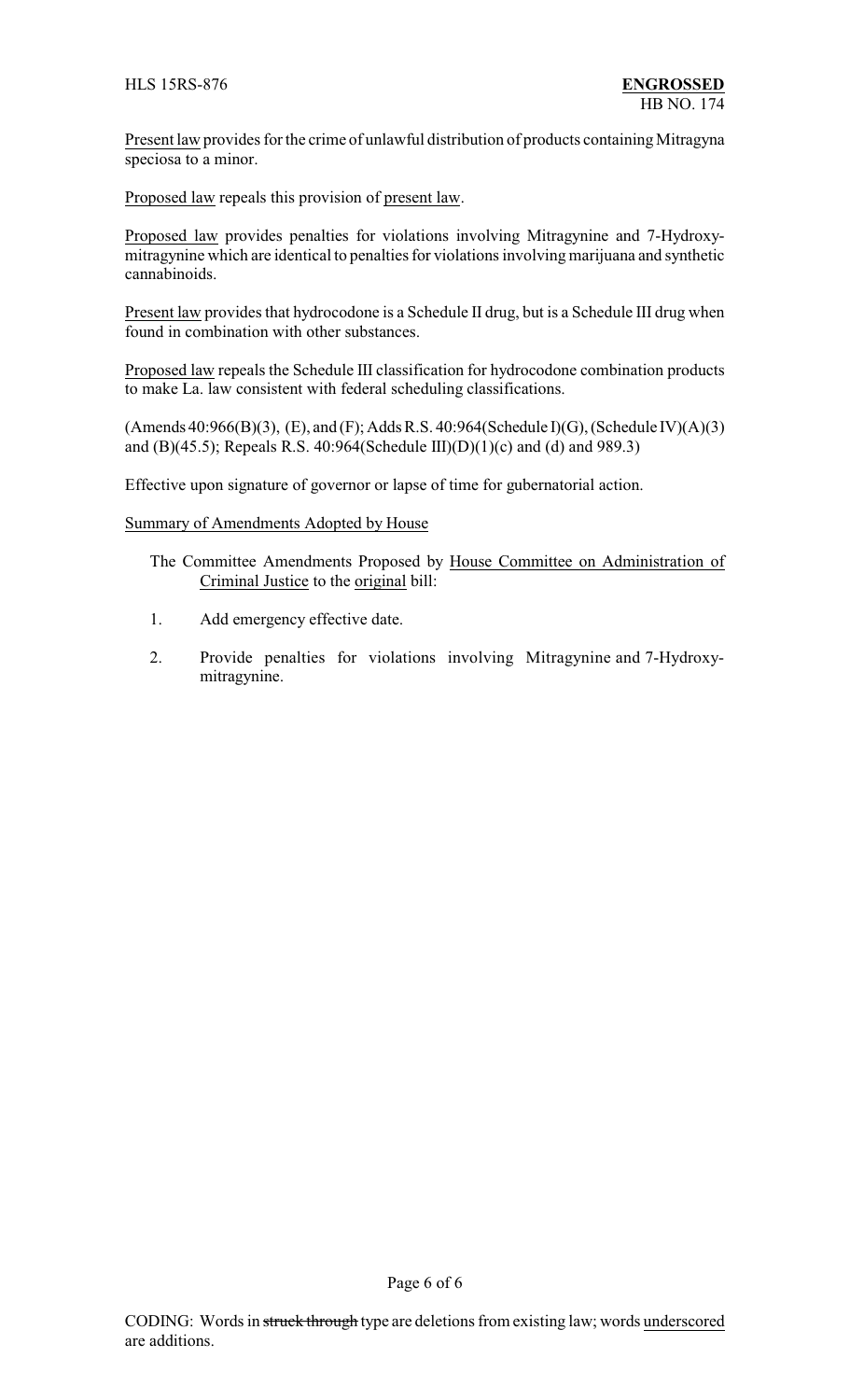Present law provides for the crime of unlawful distribution of products containing Mitragyna speciosa to a minor.

Proposed law repeals this provision of present law.

Proposed law provides penalties for violations involving Mitragynine and 7-Hydroxy-mitragynine which are identical to penalties for violations involving marijuana and synthetic cannabinoids.

Present law provides that hydrocodone is a Schedule II drug, but is a Schedule III drug when found in combination with other substances.

Proposed law repeals the Schedule III classification for hydrocodone combination products to make La. law consistent with federal scheduling classifications.

(Amends 40:966(B)(3), (E), and (F); Adds R.S. 40:964(Schedule I)(G), (Schedule IV)(A)(3) and (B)(45.5); Repeals R.S. 40:964(Schedule III)(D)(1)(c) and (d) and 989.3)

Effective upon signature of governor or lapse of time for gubernatorial action.

Summary of Amendments Adopted by House

The Committee Amendments Proposed by House Committee on Administration of Criminal Justice to the original bill:

1. Add emergency effective date.
2. Provide penalties for violations involving Mitragynine and 7-Hydroxy-mitragynine.